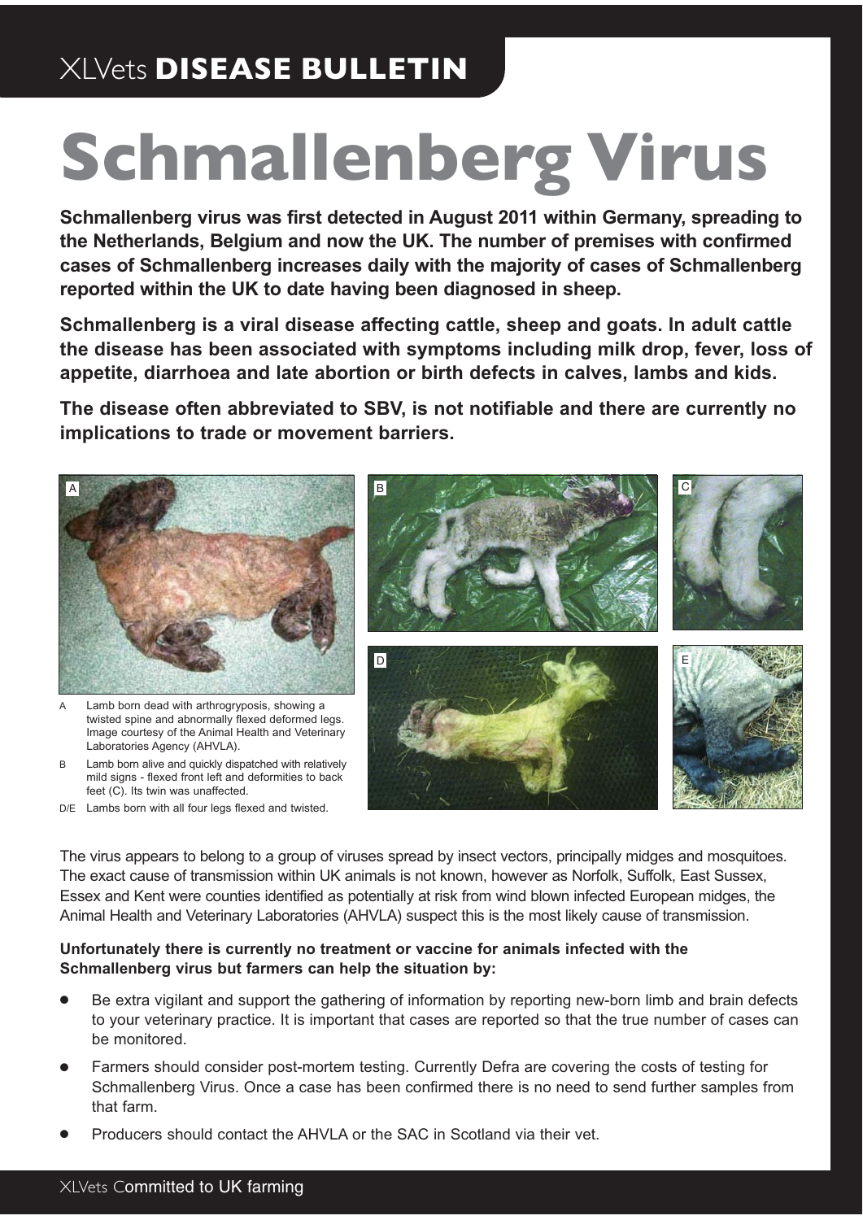XLVets **DISEASE BULLETIN**

# Schmallenberg Virus

**Schmallenberg virus was first detected in August 2011 within Germany, spreading to the Netherlands, Belgium and now the UK. The number of premises with confirmed cases of Schmallenberg increases daily with the majority of cases of Schmallenberg reported within the UK to date having been diagnosed in sheep.**

**Schmallenberg is a viral disease affecting cattle, sheep and goats. In adult cattle the disease has been associated with symptoms including milk drop, fever, loss of appetite, diarrhoea and late abortion or birth defects in calves, lambs and kids.**

**The disease often abbreviated to SBV, is not notifiable and there are currently no implications to trade or movement barriers.**

A Lamb born dead with arthrogryposis, showing a twisted spine and abnormally flexed deformed legs. Image courtesy of the Animal Health and Veterinary Laboratories Agency (AHVLA).

B Lamb born alive and quickly dispatched with relatively mild signs - flexed front left and deformities to back feet (C). Its twin was unaffected.

D/E Lambs born with all four legs flexed and twisted.

The virus appears to belong to a group of viruses spread by insect vectors, principally midges and mosquitoes. The exact cause of transmission within UK animals is not known, however as Norfolk, Suffolk, East Sussex, Essex and Kent were counties identified as potentially at risk from wind blown infected European midges, the Animal Health and Veterinary Laboratories (AHVLA) suspect this is the most likely cause of transmission.

**Unfortunately there is currently no treatment or vaccine for animals infected with the Schmallenberg virus but farmers can help the situation by:**

- Be extra vigilant and support the gathering of information by reporting new-born limb and brain defects to your veterinary practice. It is important that cases are reported so that the true number of cases can be monitored.
- Farmers should consider post-mortem testing. Currently Defra are covering the costs of testing for Schmallenberg Virus. Once a case has been confirmed there is no need to send further samples from that farm.
- Producers should contact the AHVLA or the SAC in Scotland via their vet.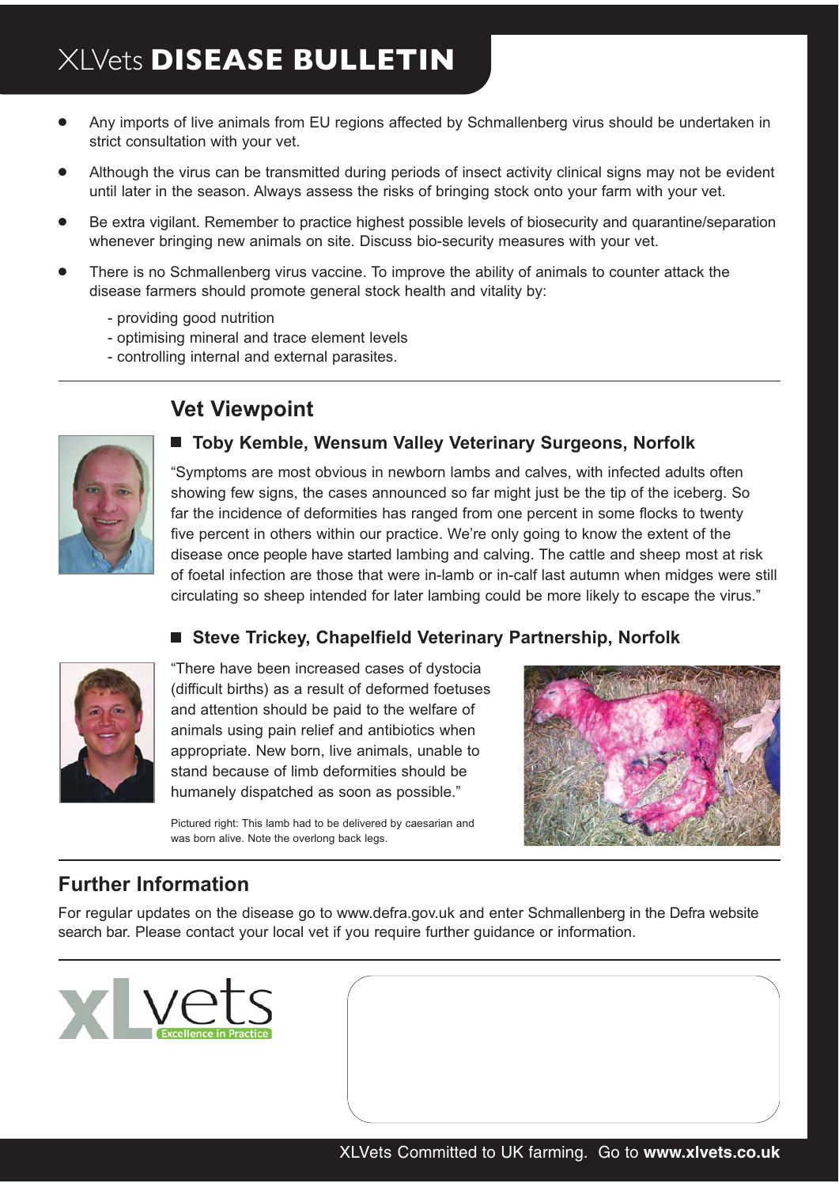# XLVets **DISEASE BULLETIN**

- Any imports of live animals from EU regions affected by Schmallenberg virus should be undertaken in strict consultation with your vet.
- Although the virus can be transmitted during periods of insect activity clinical signs may not be evident until later in the season. Always assess the risks of bringing stock onto your farm with your vet.
- Be extra vigilant. Remember to practice highest possible levels of biosecurity and quarantine/separation whenever bringing new animals on site. Discuss bio-security measures with your vet.
- There is no Schmallenberg virus vaccine. To improve the ability of animals to counter attack the disease farmers should promote general stock health and vitality by:
  - providing good nutrition
  - optimising mineral and trace element levels
  - controlling internal and external parasites.

## Vet Viewpoint

### Toby Kemble, Wensum Valley Veterinary Surgeons, Norfolk

"Symptoms are most obvious in newborn lambs and calves, with infected adults often showing few signs, the cases announced so far might just be the tip of the iceberg. So far the incidence of deformities has ranged from one percent in some flocks to twenty five percent in others within our practice. We're only going to know the extent of the disease once people have started lambing and calving. The cattle and sheep most at risk of foetal infection are those that were in-lamb or in-calf last autumn when midges were still circulating so sheep intended for later lambing could be more likely to escape the virus."

### Steve Trickey, Chapelfield Veterinary Partnership, Norfolk

"There have been increased cases of dystocia (difficult births) as a result of deformed foetuses and attention should be paid to the welfare of animals using pain relief and antibiotics when appropriate. New born, live animals, unable to stand because of limb deformities should be humanely dispatched as soon as possible."

Pictured right: This lamb had to be delivered by caesarian and was born alive. Note the overlong back legs.

## Further Information

For regular updates on the disease go to www.defra.gov.uk and enter Schmallenberg in the Defra website search bar. Please contact your local vet if you require further guidance or information.

xlvets Excellence in Practice

XLVets Committed to UK farming. Go to **www.xlvets.co.uk**